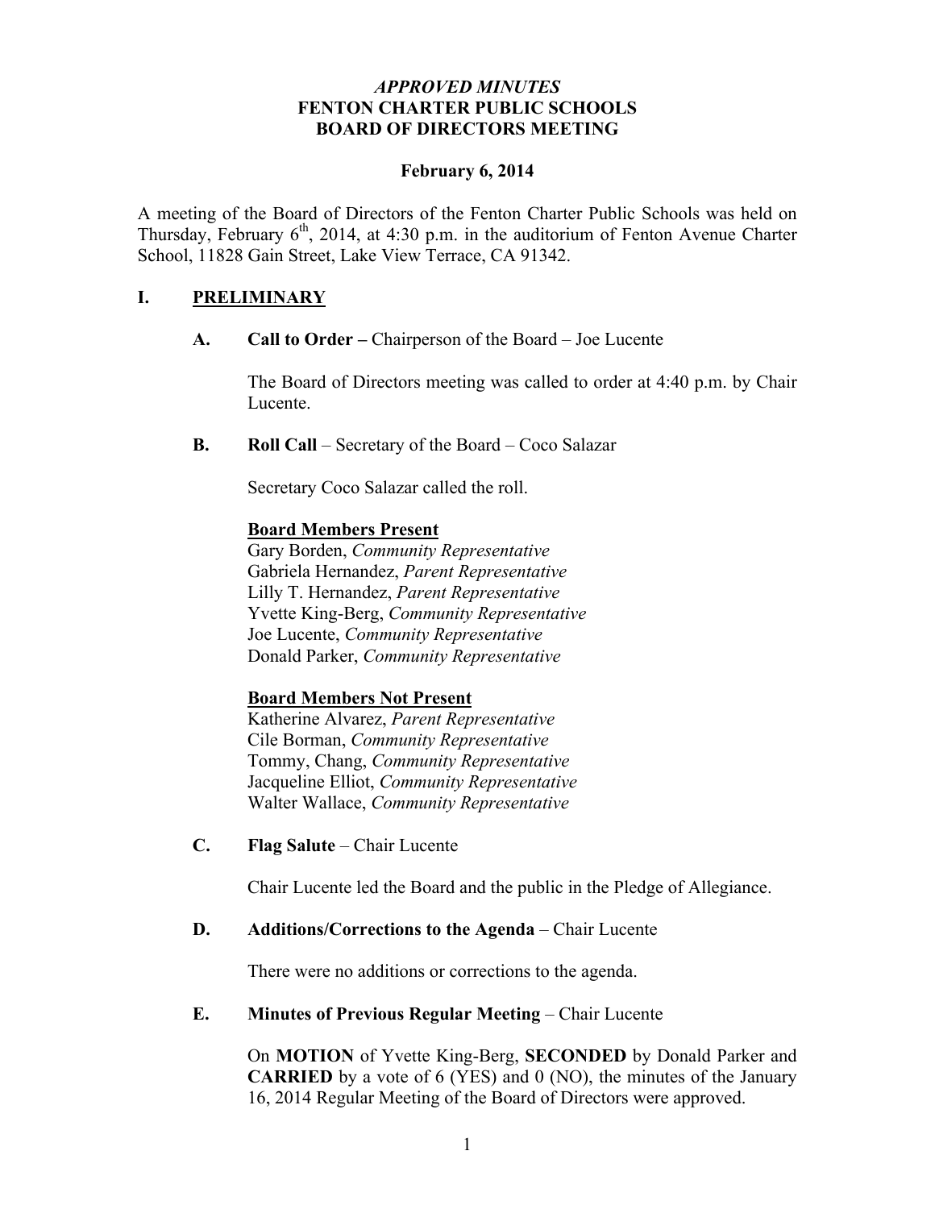*APPROVED MINUTES*

# FENTON CHARTER PUBLIC SCHOOLS
# BOARD OF DIRECTORS MEETING

**February 6, 2014**

A meeting of the Board of Directors of the Fenton Charter Public Schools was held on Thursday, February 6th, 2014, at 4:30 p.m. in the auditorium of Fenton Avenue Charter School, 11828 Gain Street, Lake View Terrace, CA 91342.

## I. PRELIMINARY

**A. Call to Order –** Chairperson of the Board – Joe Lucente

The Board of Directors meeting was called to order at 4:40 p.m. by Chair Lucente.

**B. Roll Call** – Secretary of the Board – Coco Salazar

Secretary Coco Salazar called the roll.

**Board Members Present**

Gary Borden, *Community Representative*
Gabriela Hernandez, *Parent Representative*
Lilly T. Hernandez, *Parent Representative*
Yvette King-Berg, *Community Representative*
Joe Lucente, *Community Representative*
Donald Parker, *Community Representative*

**Board Members Not Present**

Katherine Alvarez, *Parent Representative*
Cile Borman, *Community Representative*
Tommy, Chang, *Community Representative*
Jacqueline Elliot, *Community Representative*
Walter Wallace, *Community Representative*

**C. Flag Salute** – Chair Lucente

Chair Lucente led the Board and the public in the Pledge of Allegiance.

**D. Additions/Corrections to the Agenda** – Chair Lucente

There were no additions or corrections to the agenda.

**E. Minutes of Previous Regular Meeting** – Chair Lucente

On **MOTION** of Yvette King-Berg, **SECONDED** by Donald Parker and **CARRIED** by a vote of 6 (YES) and 0 (NO), the minutes of the January 16, 2014 Regular Meeting of the Board of Directors were approved.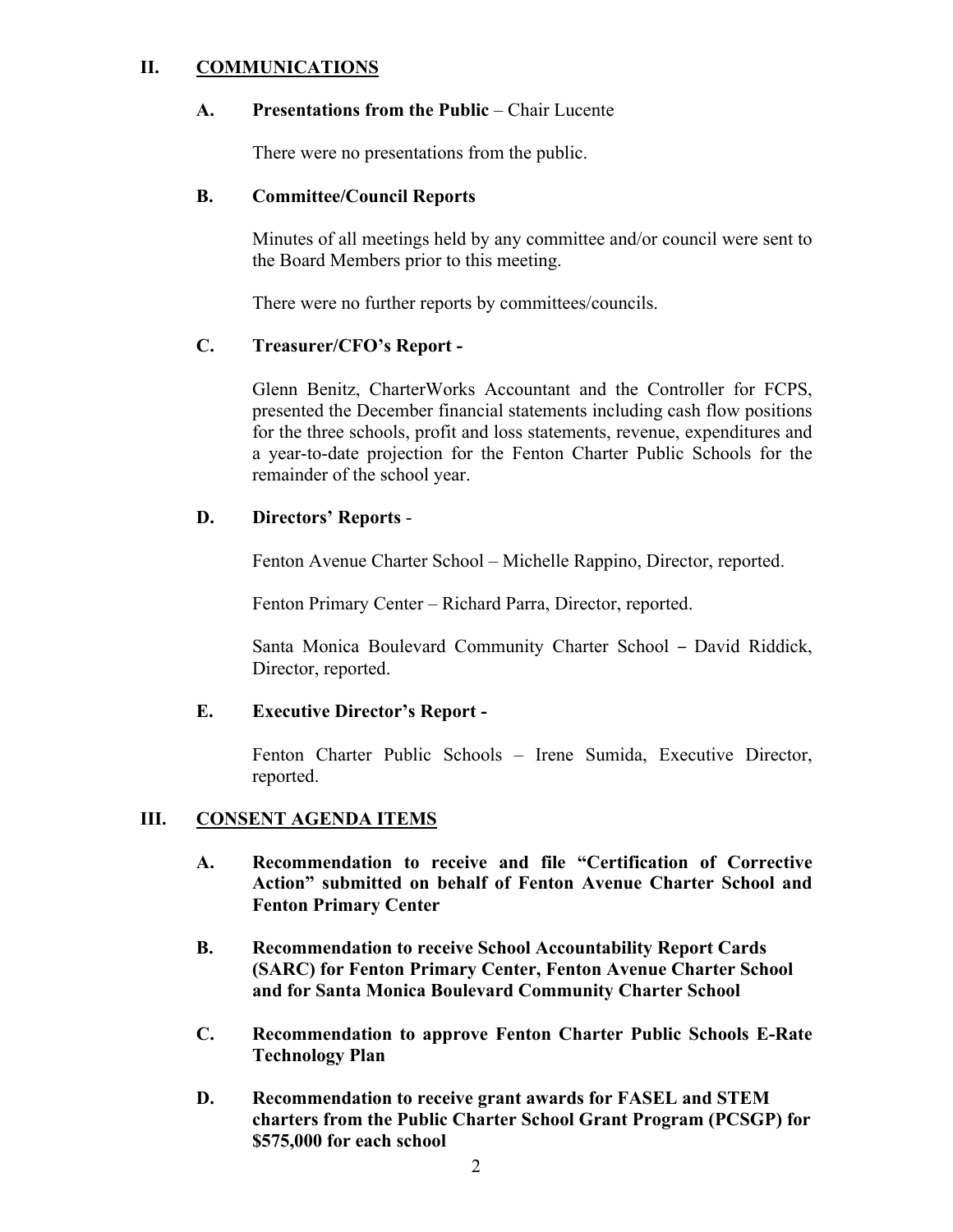## II. COMMUNICATIONS

### A. Presentations from the Public – Chair Lucente

There were no presentations from the public.

### B. Committee/Council Reports

Minutes of all meetings held by any committee and/or council were sent to the Board Members prior to this meeting.

There were no further reports by committees/councils.

### C. Treasurer/CFO's Report -

Glenn Benitz, CharterWorks Accountant and the Controller for FCPS, presented the December financial statements including cash flow positions for the three schools, profit and loss statements, revenue, expenditures and a year-to-date projection for the Fenton Charter Public Schools for the remainder of the school year.

### D. Directors' Reports -

Fenton Avenue Charter School – Michelle Rappino, Director, reported.

Fenton Primary Center – Richard Parra, Director, reported.

Santa Monica Boulevard Community Charter School – David Riddick, Director, reported.

### E. Executive Director's Report -

Fenton Charter Public Schools – Irene Sumida, Executive Director, reported.

## III. CONSENT AGENDA ITEMS

**A. Recommendation to receive and file "Certification of Corrective Action" submitted on behalf of Fenton Avenue Charter School and Fenton Primary Center**

**B. Recommendation to receive School Accountability Report Cards (SARC) for Fenton Primary Center, Fenton Avenue Charter School and for Santa Monica Boulevard Community Charter School**

**C. Recommendation to approve Fenton Charter Public Schools E-Rate Technology Plan**

**D. Recommendation to receive grant awards for FASEL and STEM charters from the Public Charter School Grant Program (PCSGP) for $575,000 for each school**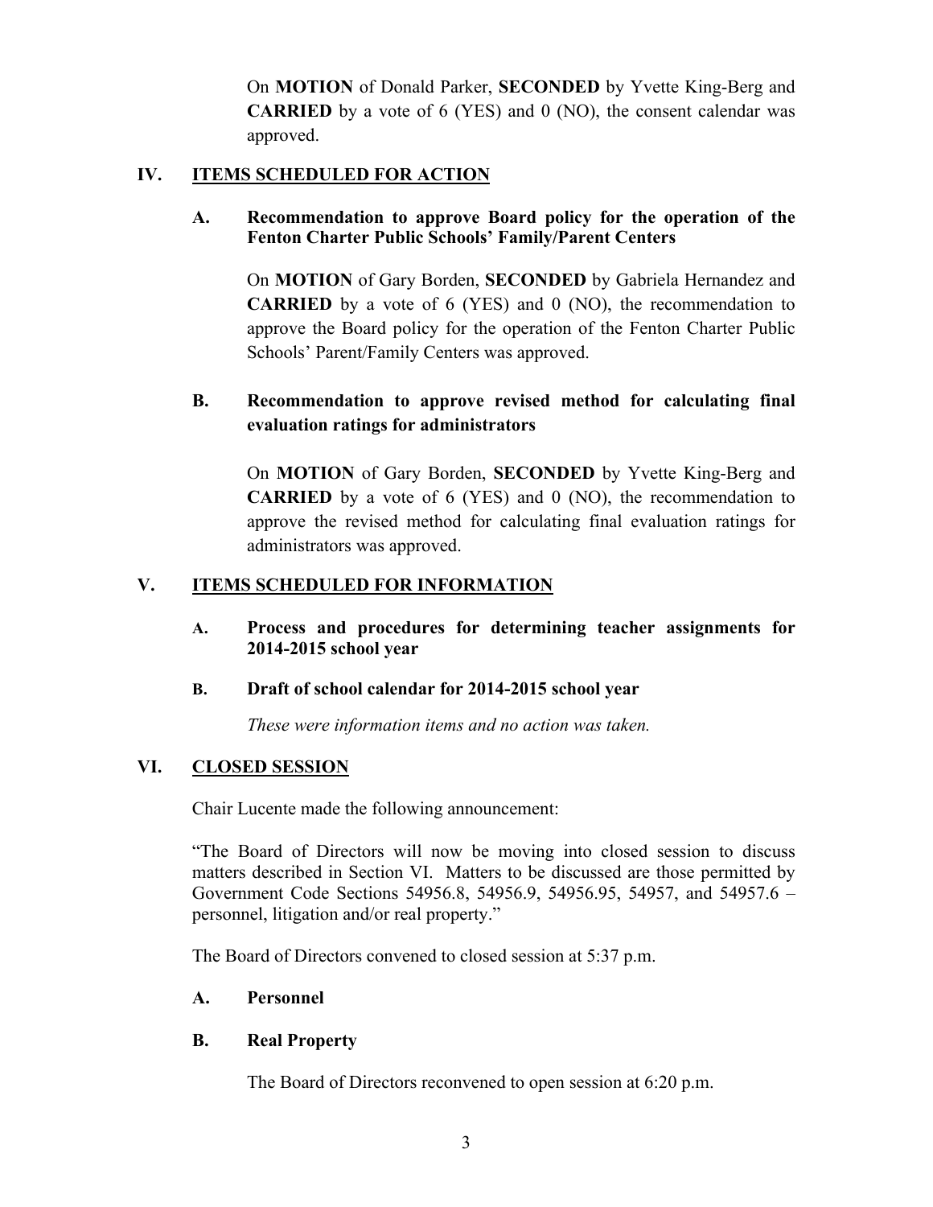On **MOTION** of Donald Parker, **SECONDED** by Yvette King-Berg and **CARRIED** by a vote of 6 (YES) and 0 (NO), the consent calendar was approved.

## IV. ITEMS SCHEDULED FOR ACTION

### A. Recommendation to approve Board policy for the operation of the Fenton Charter Public Schools' Family/Parent Centers

On **MOTION** of Gary Borden, **SECONDED** by Gabriela Hernandez and **CARRIED** by a vote of 6 (YES) and 0 (NO), the recommendation to approve the Board policy for the operation of the Fenton Charter Public Schools' Parent/Family Centers was approved.

### B. Recommendation to approve revised method for calculating final evaluation ratings for administrators

On **MOTION** of Gary Borden, **SECONDED** by Yvette King-Berg and **CARRIED** by a vote of 6 (YES) and 0 (NO), the recommendation to approve the revised method for calculating final evaluation ratings for administrators was approved.

## V. ITEMS SCHEDULED FOR INFORMATION

### A. Process and procedures for determining teacher assignments for 2014-2015 school year

### B. Draft of school calendar for 2014-2015 school year

*These were information items and no action was taken.*

## VI. CLOSED SESSION

Chair Lucente made the following announcement:

"The Board of Directors will now be moving into closed session to discuss matters described in Section VI. Matters to be discussed are those permitted by Government Code Sections 54956.8, 54956.9, 54956.95, 54957, and 54957.6 – personnel, litigation and/or real property."

The Board of Directors convened to closed session at 5:37 p.m.

### A. Personnel

### B. Real Property

The Board of Directors reconvened to open session at 6:20 p.m.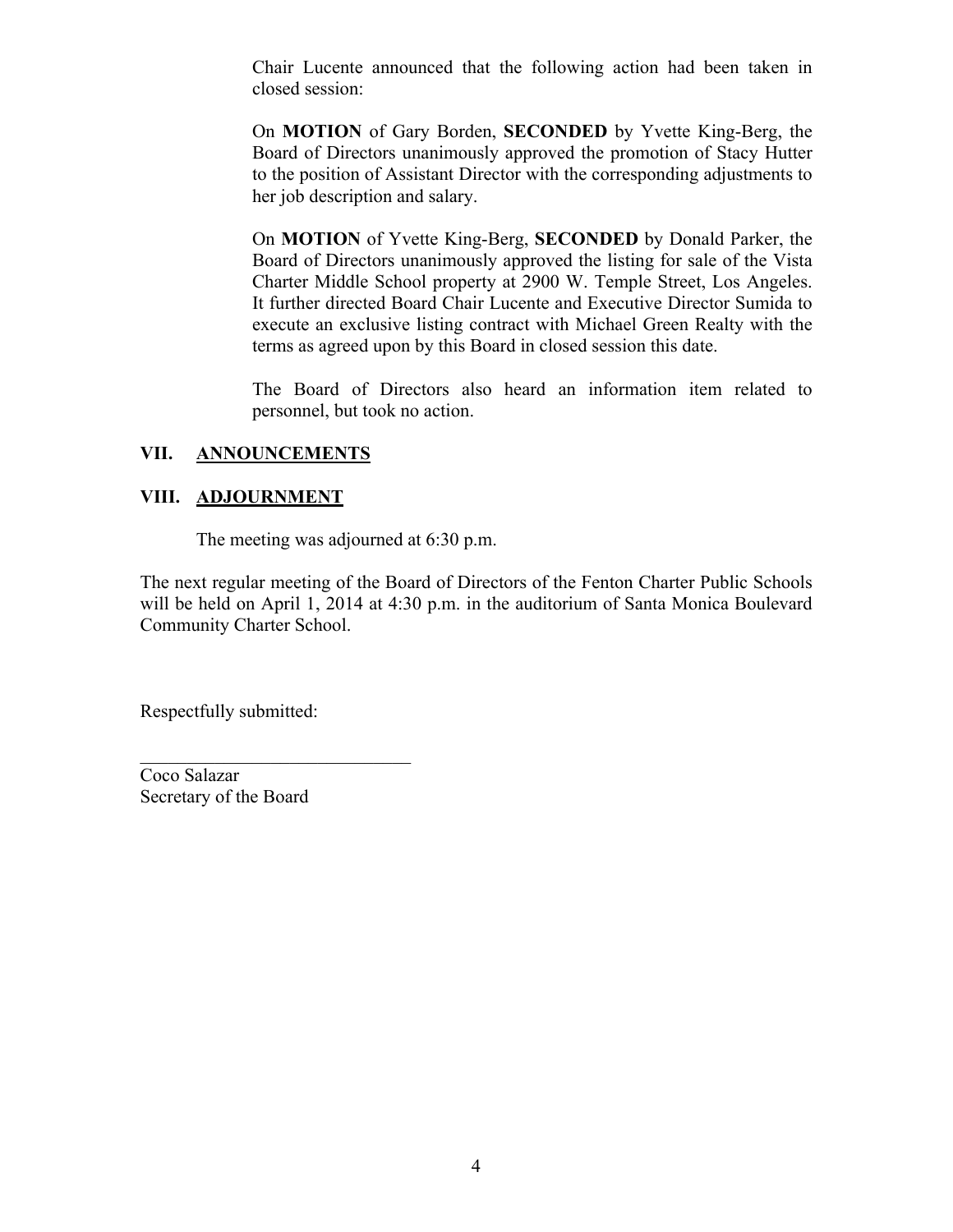Chair Lucente announced that the following action had been taken in closed session:

On **MOTION** of Gary Borden, **SECONDED** by Yvette King-Berg, the Board of Directors unanimously approved the promotion of Stacy Hutter to the position of Assistant Director with the corresponding adjustments to her job description and salary.

On **MOTION** of Yvette King-Berg, **SECONDED** by Donald Parker, the Board of Directors unanimously approved the listing for sale of the Vista Charter Middle School property at 2900 W. Temple Street, Los Angeles. It further directed Board Chair Lucente and Executive Director Sumida to execute an exclusive listing contract with Michael Green Realty with the terms as agreed upon by this Board in closed session this date.

The Board of Directors also heard an information item related to personnel, but took no action.

## VII. ANNOUNCEMENTS

## VIII. ADJOURNMENT

The meeting was adjourned at 6:30 p.m.

The next regular meeting of the Board of Directors of the Fenton Charter Public Schools will be held on April 1, 2014 at 4:30 p.m. in the auditorium of Santa Monica Boulevard Community Charter School.

Respectfully submitted:

______________________________

Coco Salazar
Secretary of the Board